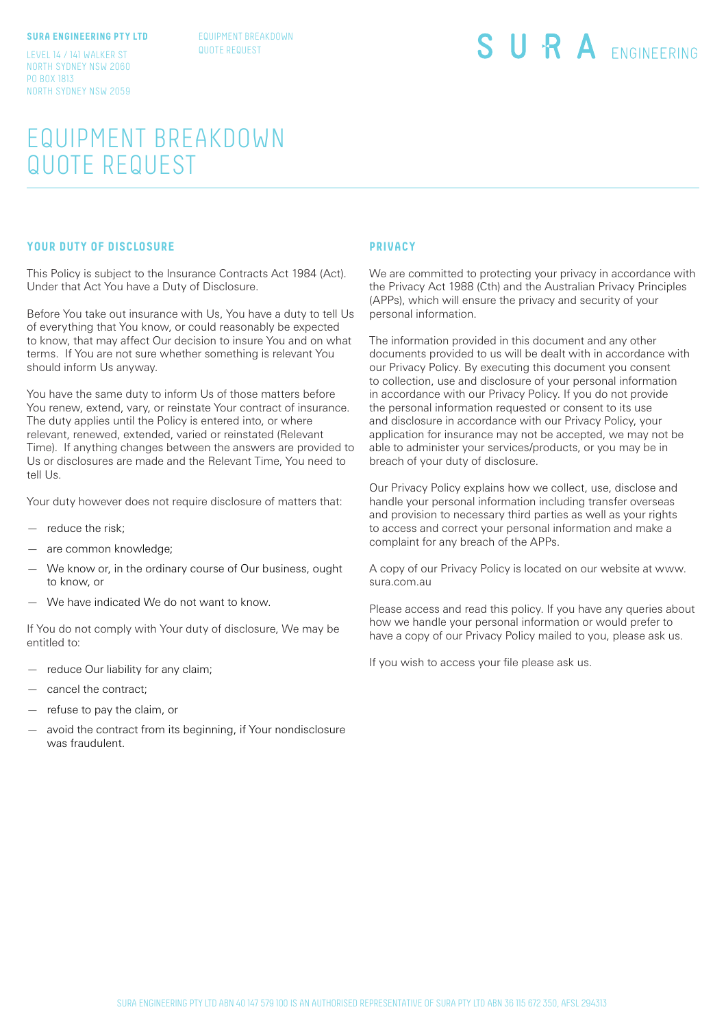**SURA ENGINEERING PTY LTD**

LEVEL 14 / 141 WALKER ST
NORTH SYDNEY NSW 2060
PO BOX 1813
NORTH SYDNEY NSW 2059

EQUIPMENT BREAKDOWN
QUOTE REQUEST

SURA ENGINEERING

# EQUIPMENT BREAKDOWN QUOTE REQUEST

## YOUR DUTY OF DISCLOSURE

This Policy is subject to the Insurance Contracts Act 1984 (Act). Under that Act You have a Duty of Disclosure.

Before You take out insurance with Us, You have a duty to tell Us of everything that You know, or could reasonably be expected to know, that may affect Our decision to insure You and on what terms. If You are not sure whether something is relevant You should inform Us anyway.

You have the same duty to inform Us of those matters before You renew, extend, vary, or reinstate Your contract of insurance. The duty applies until the Policy is entered into, or where relevant, renewed, extended, varied or reinstated (Relevant Time). If anything changes between the answers are provided to Us or disclosures are made and the Relevant Time, You need to tell Us.

Your duty however does not require disclosure of matters that:

- reduce the risk;
- are common knowledge;
- We know or, in the ordinary course of Our business, ought to know, or
- We have indicated We do not want to know.

If You do not comply with Your duty of disclosure, We may be entitled to:

- reduce Our liability for any claim;
- cancel the contract;
- refuse to pay the claim, or
- avoid the contract from its beginning, if Your nondisclosure was fraudulent.

## PRIVACY

We are committed to protecting your privacy in accordance with the Privacy Act 1988 (Cth) and the Australian Privacy Principles (APPs), which will ensure the privacy and security of your personal information.

The information provided in this document and any other documents provided to us will be dealt with in accordance with our Privacy Policy. By executing this document you consent to collection, use and disclosure of your personal information in accordance with our Privacy Policy. If you do not provide the personal information requested or consent to its use and disclosure in accordance with our Privacy Policy, your application for insurance may not be accepted, we may not be able to administer your services/products, or you may be in breach of your duty of disclosure.

Our Privacy Policy explains how we collect, use, disclose and handle your personal information including transfer overseas and provision to necessary third parties as well as your rights to access and correct your personal information and make a complaint for any breach of the APPs.

A copy of our Privacy Policy is located on our website at www.sura.com.au

Please access and read this policy. If you have any queries about how we handle your personal information or would prefer to have a copy of our Privacy Policy mailed to you, please ask us.

If you wish to access your file please ask us.

SURA ENGINEERING PTY LTD ABN 40 147 579 100 IS AN AUTHORISED REPRESENTATIVE OF SURA PTY LTD ABN 36 115 672 350, AFSL 294313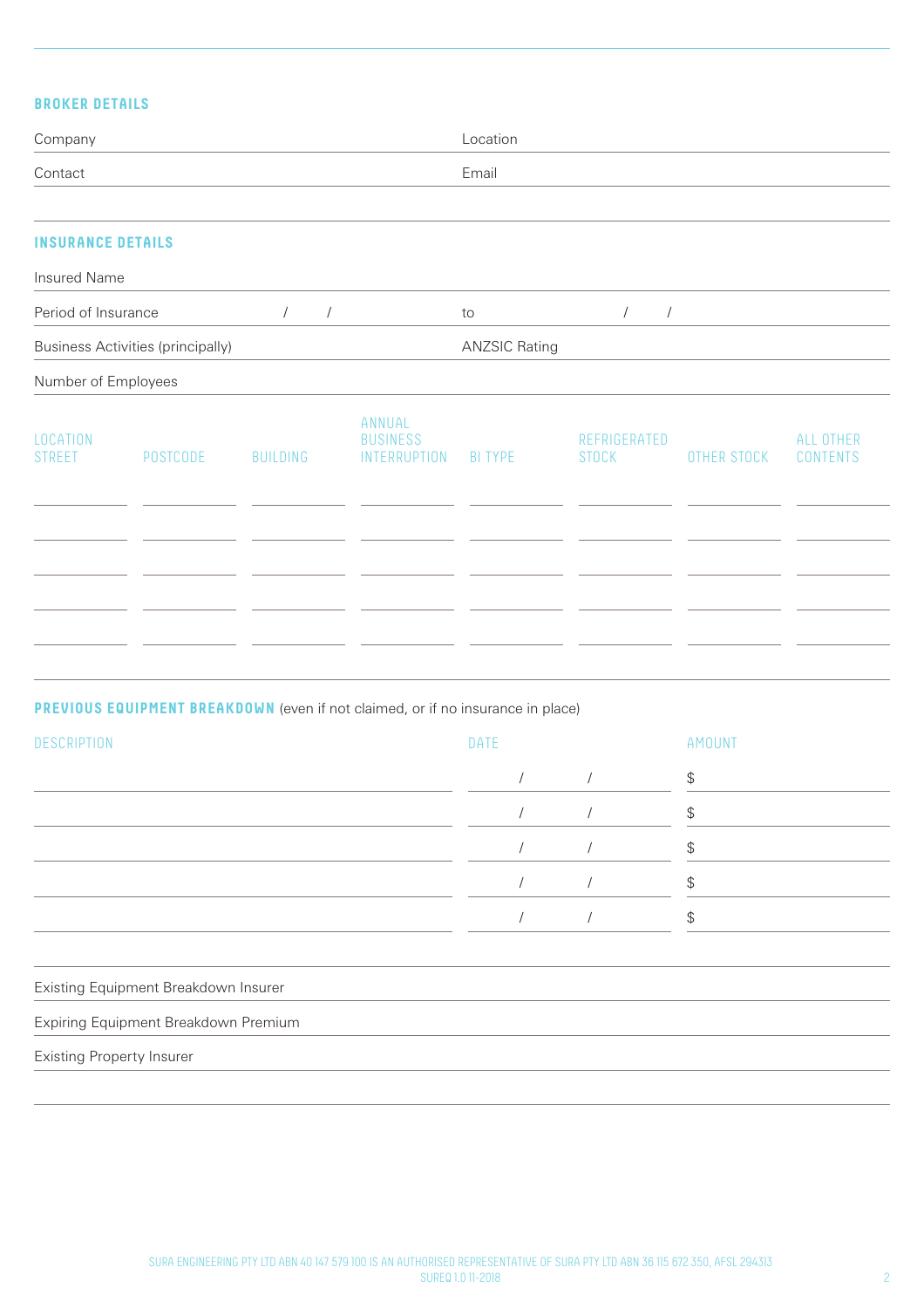## BROKER DETAILS

Company ______________________ Location ______________________

Contact ______________________ Email ______________________

## INSURANCE DETAILS

Insured Name ______________________

Period of Insurance / / to / /

Business Activities (principally) ______________________ ANZSIC Rating ______________________

Number of Employees ______________________

| LOCATION STREET | POSTCODE | BUILDING | ANNUAL BUSINESS INTERRUPTION | BI TYPE | REFRIGERATED STOCK | OTHER STOCK | ALL OTHER CONTENTS |
|---|---|---|---|---|---|---|---|
| | | | | | | | |
| | | | | | | | |
| | | | | | | | |
| | | | | | | | |
| | | | | | | | |

## PREVIOUS EQUIPMENT BREAKDOWN (even if not claimed, or if no insurance in place)

| DESCRIPTION | DATE | AMOUNT |
|---|---|---|
| | / / | $ |
| | / / | $ |
| | / / | $ |
| | / / | $ |
| | / / | $ |

Existing Equipment Breakdown Insurer ______________________

Expiring Equipment Breakdown Premium ______________________

Existing Property Insurer ______________________

SURA ENGINEERING PTY LTD ABN 40 147 579 100 IS AN AUTHORISED REPRESENTATIVE OF SURA PTY LTD ABN 36 115 672 350, AFSL 294313
SUREQ 1.0 11-2018